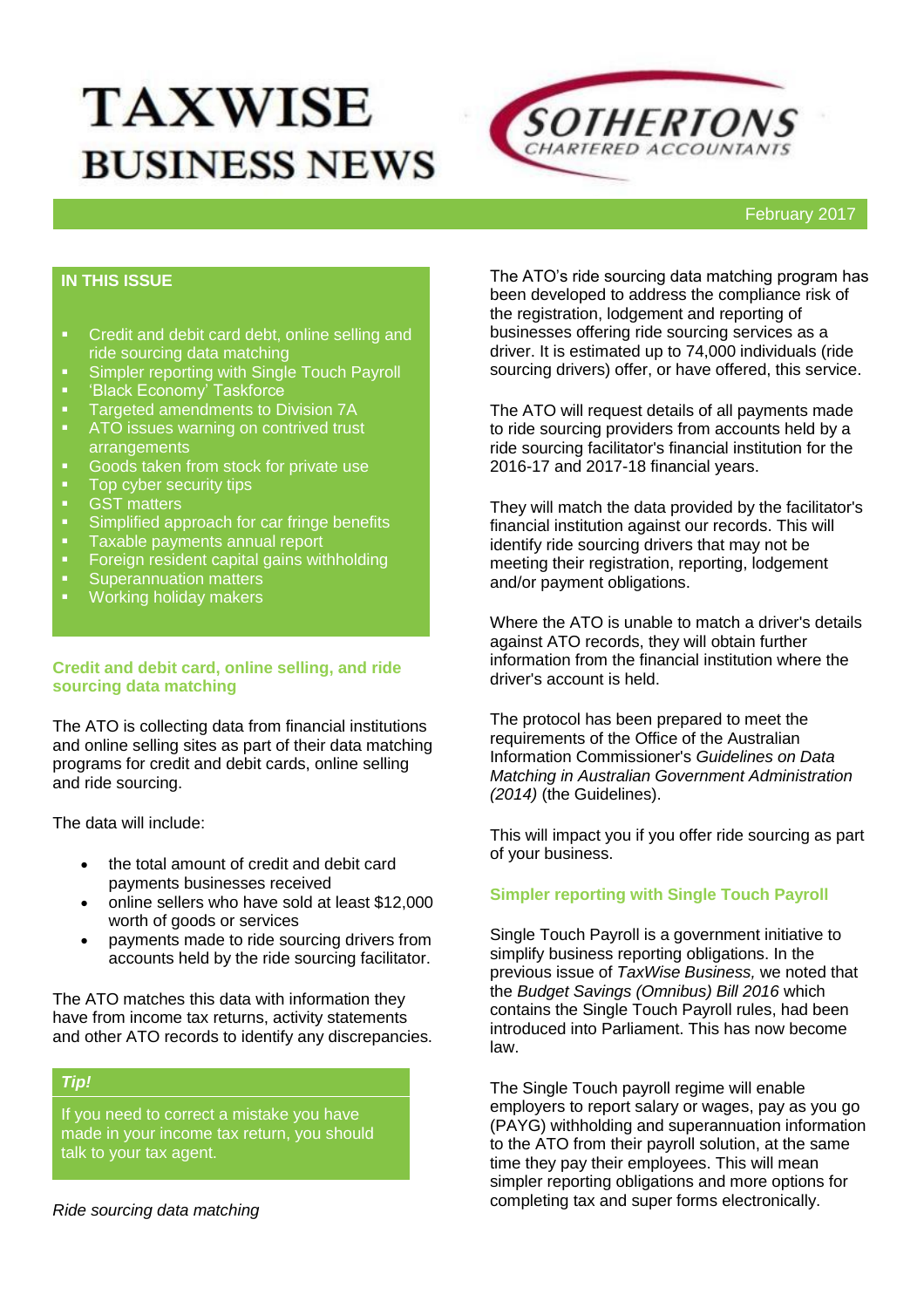# TAXWISE BUSINESS NEWS

SOTHERTONS CHARTERED ACCOUNTANTS

February 2017

**IN THIS ISSUE**

- Credit and debit card debt, online selling and ride sourcing data matching
- Simpler reporting with Single Touch Payroll
- 'Black Economy' Taskforce
- Targeted amendments to Division 7A
- ATO issues warning on contrived trust arrangements
- Goods taken from stock for private use
- Top cyber security tips
- GST matters
- Simplified approach for car fringe benefits
- Taxable payments annual report
- Foreign resident capital gains withholding
- Superannuation matters
- Working holiday makers

## Credit and debit card, online selling, and ride sourcing data matching

The ATO is collecting data from financial institutions and online selling sites as part of their data matching programs for credit and debit cards, online selling and ride sourcing.

The data will include:

- the total amount of credit and debit card payments businesses received
- online sellers who have sold at least $12,000 worth of goods or services
- payments made to ride sourcing drivers from accounts held by the ride sourcing facilitator.

The ATO matches this data with information they have from income tax returns, activity statements and other ATO records to identify any discrepancies.

> ***Tip!***
>
> If you need to correct a mistake you have made in your income tax return, you should talk to your tax agent.

*Ride sourcing data matching*

The ATO's ride sourcing data matching program has been developed to address the compliance risk of the registration, lodgement and reporting of businesses offering ride sourcing services as a driver. It is estimated up to 74,000 individuals (ride sourcing drivers) offer, or have offered, this service.

The ATO will request details of all payments made to ride sourcing providers from accounts held by a ride sourcing facilitator's financial institution for the 2016-17 and 2017-18 financial years.

They will match the data provided by the facilitator's financial institution against our records. This will identify ride sourcing drivers that may not be meeting their registration, reporting, lodgement and/or payment obligations.

Where the ATO is unable to match a driver's details against ATO records, they will obtain further information from the financial institution where the driver's account is held.

The protocol has been prepared to meet the requirements of the Office of the Australian Information Commissioner's *Guidelines on Data Matching in Australian Government Administration (2014)* (the Guidelines).

This will impact you if you offer ride sourcing as part of your business.

## Simpler reporting with Single Touch Payroll

Single Touch Payroll is a government initiative to simplify business reporting obligations. In the previous issue of *TaxWise Business,* we noted that the *Budget Savings (Omnibus) Bill 2016* which contains the Single Touch Payroll rules, had been introduced into Parliament. This has now become law.

The Single Touch payroll regime will enable employers to report salary or wages, pay as you go (PAYG) withholding and superannuation information to the ATO from their payroll solution, at the same time they pay their employees. This will mean simpler reporting obligations and more options for completing tax and super forms electronically.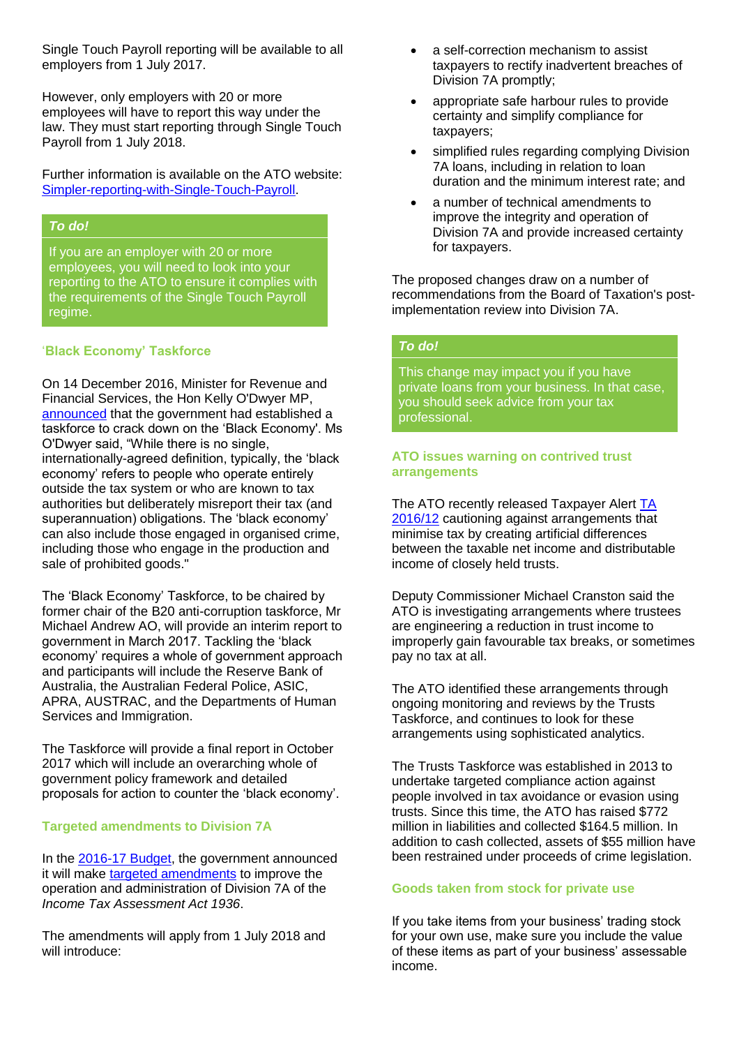Single Touch Payroll reporting will be available to all employers from 1 July 2017.

However, only employers with 20 or more employees will have to report this way under the law. They must start reporting through Single Touch Payroll from 1 July 2018.

Further information is available on the ATO website: [Simpler-reporting-with-Single-Touch-Payroll](Simpler-reporting-with-Single-Touch-Payroll).

***To do!***

If you are an employer with 20 or more employees, you will need to look into your reporting to the ATO to ensure it complies with the requirements of the Single Touch Payroll regime.

### 'Black Economy' Taskforce

On 14 December 2016, Minister for Revenue and Financial Services, the Hon Kelly O'Dwyer MP, announced that the government had established a taskforce to crack down on the 'Black Economy'. Ms O'Dwyer said, "While there is no single, internationally-agreed definition, typically, the 'black economy' refers to people who operate entirely outside the tax system or who are known to tax authorities but deliberately misreport their tax (and superannuation) obligations. The 'black economy' can also include those engaged in organised crime, including those who engage in the production and sale of prohibited goods."

The 'Black Economy' Taskforce, to be chaired by former chair of the B20 anti-corruption taskforce, Mr Michael Andrew AO, will provide an interim report to government in March 2017. Tackling the 'black economy' requires a whole of government approach and participants will include the Reserve Bank of Australia, the Australian Federal Police, ASIC, APRA, AUSTRAC, and the Departments of Human Services and Immigration.

The Taskforce will provide a final report in October 2017 which will include an overarching whole of government policy framework and detailed proposals for action to counter the 'black economy'.

### Targeted amendments to Division 7A

In the 2016-17 Budget, the government announced it will make targeted amendments to improve the operation and administration of Division 7A of the *Income Tax Assessment Act 1936*.

The amendments will apply from 1 July 2018 and will introduce:

- a self-correction mechanism to assist taxpayers to rectify inadvertent breaches of Division 7A promptly;
- appropriate safe harbour rules to provide certainty and simplify compliance for taxpayers;
- simplified rules regarding complying Division 7A loans, including in relation to loan duration and the minimum interest rate; and
- a number of technical amendments to improve the integrity and operation of Division 7A and provide increased certainty for taxpayers.

The proposed changes draw on a number of recommendations from the Board of Taxation's post-implementation review into Division 7A.

***To do!***

This change may impact you if you have private loans from your business. In that case, you should seek advice from your tax professional.

### ATO issues warning on contrived trust arrangements

The ATO recently released Taxpayer Alert TA 2016/12 cautioning against arrangements that minimise tax by creating artificial differences between the taxable net income and distributable income of closely held trusts.

Deputy Commissioner Michael Cranston said the ATO is investigating arrangements where trustees are engineering a reduction in trust income to improperly gain favourable tax breaks, or sometimes pay no tax at all.

The ATO identified these arrangements through ongoing monitoring and reviews by the Trusts Taskforce, and continues to look for these arrangements using sophisticated analytics.

The Trusts Taskforce was established in 2013 to undertake targeted compliance action against people involved in tax avoidance or evasion using trusts. Since this time, the ATO has raised $772 million in liabilities and collected $164.5 million. In addition to cash collected, assets of $55 million have been restrained under proceeds of crime legislation.

### Goods taken from stock for private use

If you take items from your business' trading stock for your own use, make sure you include the value of these items as part of your business' assessable income.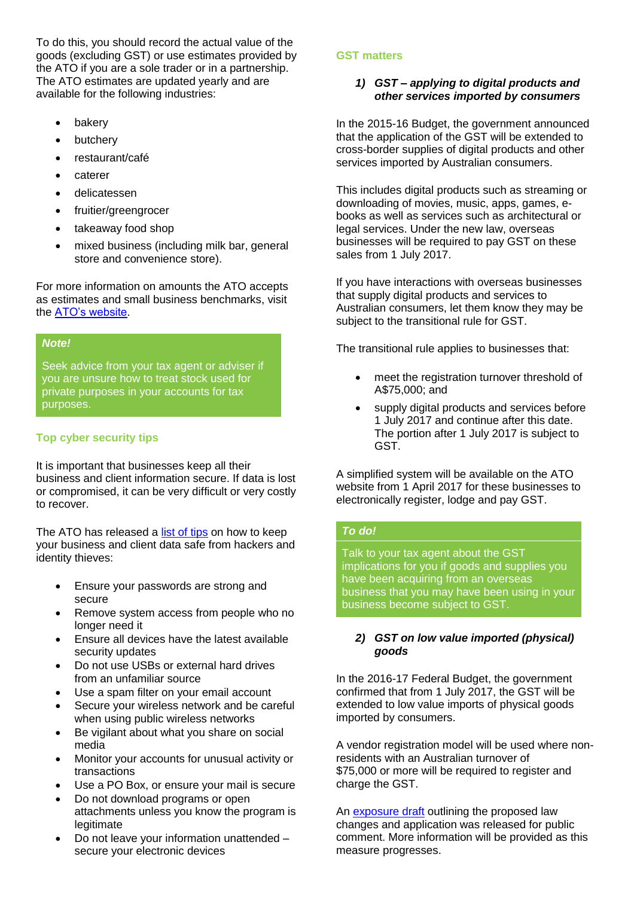To do this, you should record the actual value of the goods (excluding GST) or use estimates provided by the ATO if you are a sole trader or in a partnership. The ATO estimates are updated yearly and are available for the following industries:

- bakery
- butchery
- restaurant/café
- caterer
- delicatessen
- fruitier/greengrocer
- takeaway food shop
- mixed business (including milk bar, general store and convenience store).

For more information on amounts the ATO accepts as estimates and small business benchmarks, visit the ATO's website.

> ***Note!***
>
> Seek advice from your tax agent or adviser if you are unsure how to treat stock used for private purposes in your accounts for tax purposes.

## Top cyber security tips

It is important that businesses keep all their business and client information secure. If data is lost or compromised, it can be very difficult or very costly to recover.

The ATO has released a list of tips on how to keep your business and client data safe from hackers and identity thieves:

- Ensure your passwords are strong and secure
- Remove system access from people who no longer need it
- Ensure all devices have the latest available security updates
- Do not use USBs or external hard drives from an unfamiliar source
- Use a spam filter on your email account
- Secure your wireless network and be careful when using public wireless networks
- Be vigilant about what you share on social media
- Monitor your accounts for unusual activity or transactions
- Use a PO Box, or ensure your mail is secure
- Do not download programs or open attachments unless you know the program is legitimate
- Do not leave your information unattended – secure your electronic devices

## GST matters

### *1) GST – applying to digital products and other services imported by consumers*

In the 2015-16 Budget, the government announced that the application of the GST will be extended to cross-border supplies of digital products and other services imported by Australian consumers.

This includes digital products such as streaming or downloading of movies, music, apps, games, e-books as well as services such as architectural or legal services. Under the new law, overseas businesses will be required to pay GST on these sales from 1 July 2017.

If you have interactions with overseas businesses that supply digital products and services to Australian consumers, let them know they may be subject to the transitional rule for GST.

The transitional rule applies to businesses that:

- meet the registration turnover threshold of A$75,000; and
- supply digital products and services before 1 July 2017 and continue after this date. The portion after 1 July 2017 is subject to GST.

A simplified system will be available on the ATO website from 1 April 2017 for these businesses to electronically register, lodge and pay GST.

> ***To do!***
>
> Talk to your tax agent about the GST implications for you if goods and supplies you have been acquiring from an overseas business that you may have been using in your business become subject to GST.

### *2) GST on low value imported (physical) goods*

In the 2016-17 Federal Budget, the government confirmed that from 1 July 2017, the GST will be extended to low value imports of physical goods imported by consumers.

A vendor registration model will be used where non-residents with an Australian turnover of $75,000 or more will be required to register and charge the GST.

An exposure draft outlining the proposed law changes and application was released for public comment. More information will be provided as this measure progresses.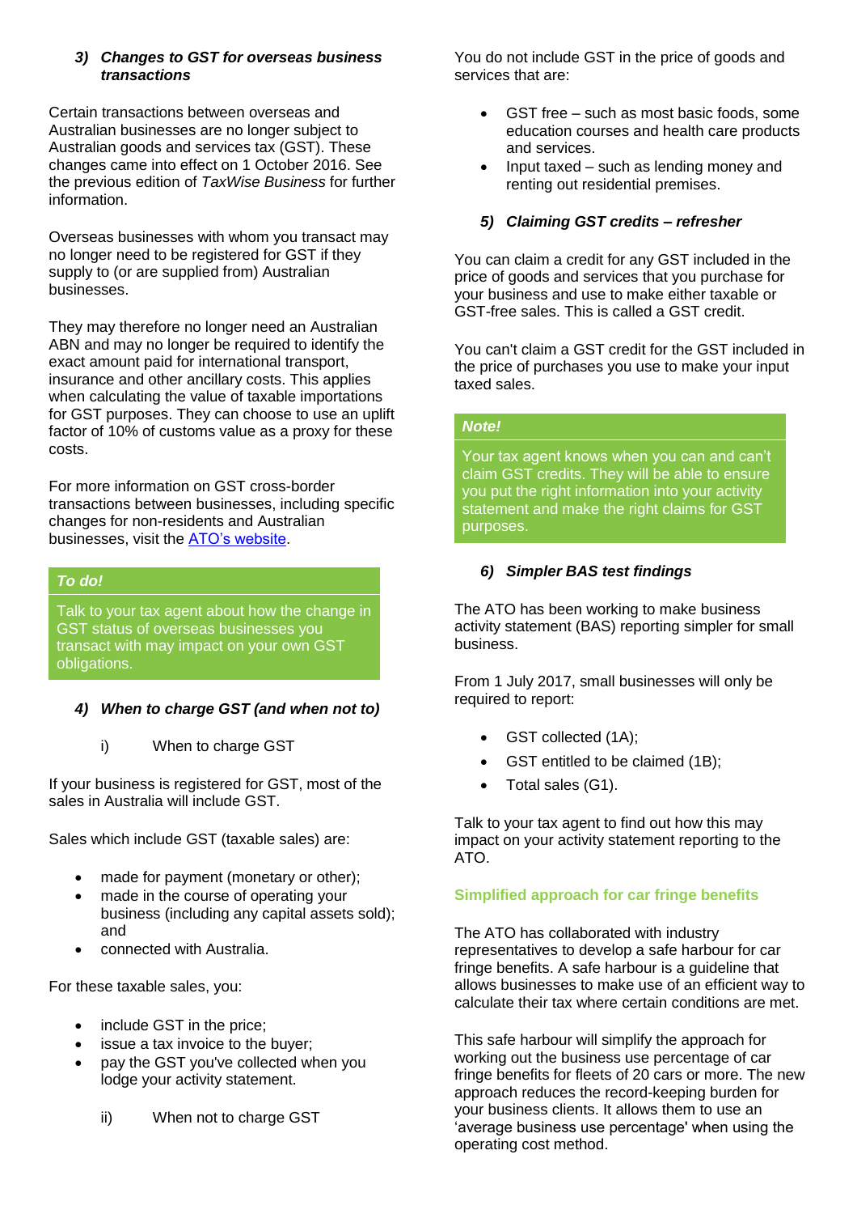### 3) *Changes to GST for overseas business transactions*

Certain transactions between overseas and Australian businesses are no longer subject to Australian goods and services tax (GST). These changes came into effect on 1 October 2016. See the previous edition of *TaxWise Business* for further information.

Overseas businesses with whom you transact may no longer need to be registered for GST if they supply to (or are supplied from) Australian businesses.

They may therefore no longer need an Australian ABN and may no longer be required to identify the exact amount paid for international transport, insurance and other ancillary costs. This applies when calculating the value of taxable importations for GST purposes. They can choose to use an uplift factor of 10% of customs value as a proxy for these costs.

For more information on GST cross-border transactions between businesses, including specific changes for non-residents and Australian businesses, visit the ATO's website.

> ***To do!***
>
> Talk to your tax agent about how the change in GST status of overseas businesses you transact with may impact on your own GST obligations.

### 4) *When to charge GST (and when not to)*

i) When to charge GST

If your business is registered for GST, most of the sales in Australia will include GST.

Sales which include GST (taxable sales) are:

- made for payment (monetary or other);
- made in the course of operating your business (including any capital assets sold); and
- connected with Australia.

For these taxable sales, you:

- include GST in the price;
- issue a tax invoice to the buyer;
- pay the GST you've collected when you lodge your activity statement.

ii) When not to charge GST

You do not include GST in the price of goods and services that are:

- GST free – such as most basic foods, some education courses and health care products and services.
- Input taxed – such as lending money and renting out residential premises.

### 5) *Claiming GST credits – refresher*

You can claim a credit for any GST included in the price of goods and services that you purchase for your business and use to make either taxable or GST-free sales. This is called a GST credit.

You can't claim a GST credit for the GST included in the price of purchases you use to make your input taxed sales.

> ***Note!***
>
> Your tax agent knows when you can and can't claim GST credits. They will be able to ensure you put the right information into your activity statement and make the right claims for GST purposes.

### 6) *Simpler BAS test findings*

The ATO has been working to make business activity statement (BAS) reporting simpler for small business.

From 1 July 2017, small businesses will only be required to report:

- GST collected (1A);
- GST entitled to be claimed (1B);
- Total sales (G1).

Talk to your tax agent to find out how this may impact on your activity statement reporting to the ATO.

## Simplified approach for car fringe benefits

The ATO has collaborated with industry representatives to develop a safe harbour for car fringe benefits. A safe harbour is a guideline that allows businesses to make use of an efficient way to calculate their tax where certain conditions are met.

This safe harbour will simplify the approach for working out the business use percentage of car fringe benefits for fleets of 20 cars or more. The new approach reduces the record-keeping burden for your business clients. It allows them to use an 'average business use percentage' when using the operating cost method.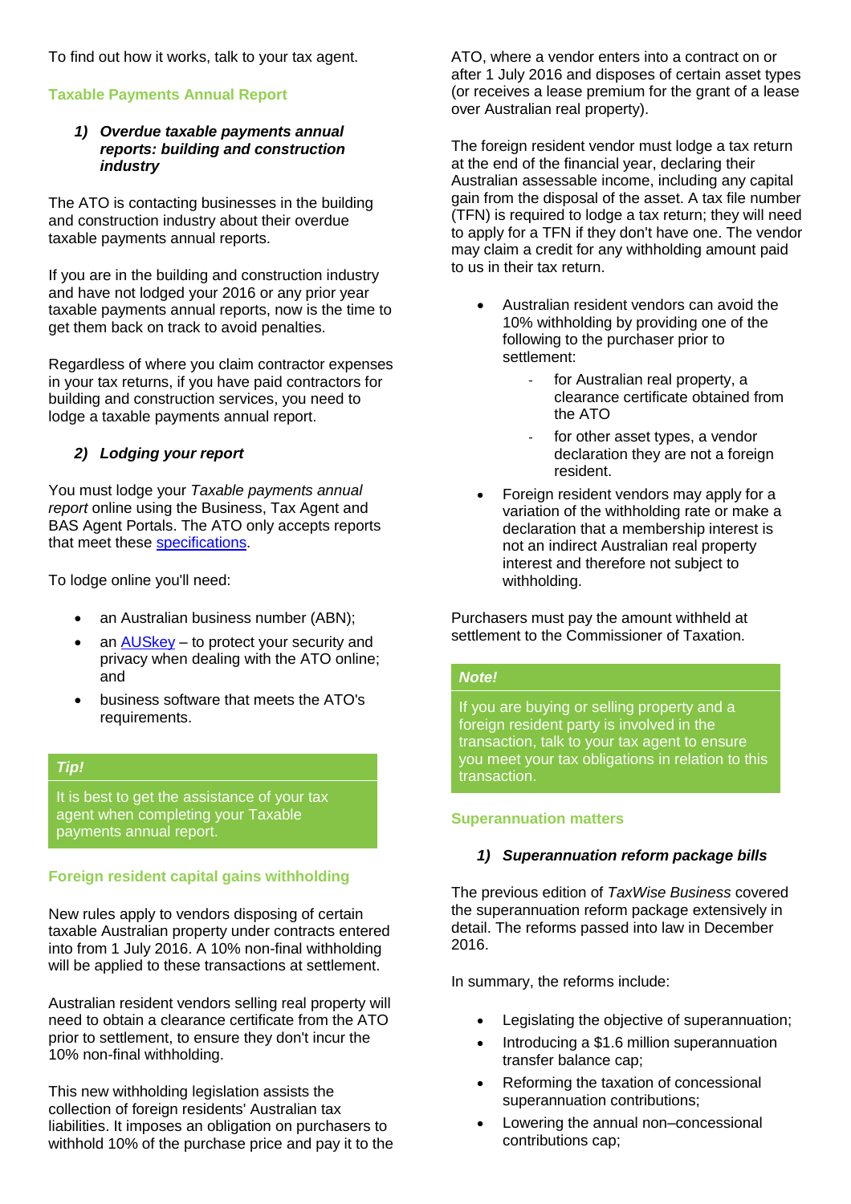To find out how it works, talk to your tax agent.

## Taxable Payments Annual Report

### *1) Overdue taxable payments annual reports: building and construction industry*

The ATO is contacting businesses in the building and construction industry about their overdue taxable payments annual reports.

If you are in the building and construction industry and have not lodged your 2016 or any prior year taxable payments annual reports, now is the time to get them back on track to avoid penalties.

Regardless of where you claim contractor expenses in your tax returns, if you have paid contractors for building and construction services, you need to lodge a taxable payments annual report.

### *2) Lodging your report*

You must lodge your *Taxable payments annual report* online using the Business, Tax Agent and BAS Agent Portals. The ATO only accepts reports that meet these specifications.

To lodge online you'll need:

- an Australian business number (ABN);
- an AUSkey – to protect your security and privacy when dealing with the ATO online; and
- business software that meets the ATO's requirements.

> ***Tip!***
>
> It is best to get the assistance of your tax agent when completing your Taxable payments annual report.

## Foreign resident capital gains withholding

New rules apply to vendors disposing of certain taxable Australian property under contracts entered into from 1 July 2016. A 10% non-final withholding will be applied to these transactions at settlement.

Australian resident vendors selling real property will need to obtain a clearance certificate from the ATO prior to settlement, to ensure they don't incur the 10% non-final withholding.

This new withholding legislation assists the collection of foreign residents' Australian tax liabilities. It imposes an obligation on purchasers to withhold 10% of the purchase price and pay it to the ATO, where a vendor enters into a contract on or after 1 July 2016 and disposes of certain asset types (or receives a lease premium for the grant of a lease over Australian real property).

The foreign resident vendor must lodge a tax return at the end of the financial year, declaring their Australian assessable income, including any capital gain from the disposal of the asset. A tax file number (TFN) is required to lodge a tax return; they will need to apply for a TFN if they don't have one. The vendor may claim a credit for any withholding amount paid to us in their tax return.

- Australian resident vendors can avoid the 10% withholding by providing one of the following to the purchaser prior to settlement:
  - for Australian real property, a clearance certificate obtained from the ATO
  - for other asset types, a vendor declaration they are not a foreign resident.
- Foreign resident vendors may apply for a variation of the withholding rate or make a declaration that a membership interest is not an indirect Australian real property interest and therefore not subject to withholding.

Purchasers must pay the amount withheld at settlement to the Commissioner of Taxation.

> ***Note!***
>
> If you are buying or selling property and a foreign resident party is involved in the transaction, talk to your tax agent to ensure you meet your tax obligations in relation to this transaction.

## Superannuation matters

### *1) Superannuation reform package bills*

The previous edition of *TaxWise Business* covered the superannuation reform package extensively in detail. The reforms passed into law in December 2016.

In summary, the reforms include:

- Legislating the objective of superannuation;
- Introducing a $1.6 million superannuation transfer balance cap;
- Reforming the taxation of concessional superannuation contributions;
- Lowering the annual non–concessional contributions cap;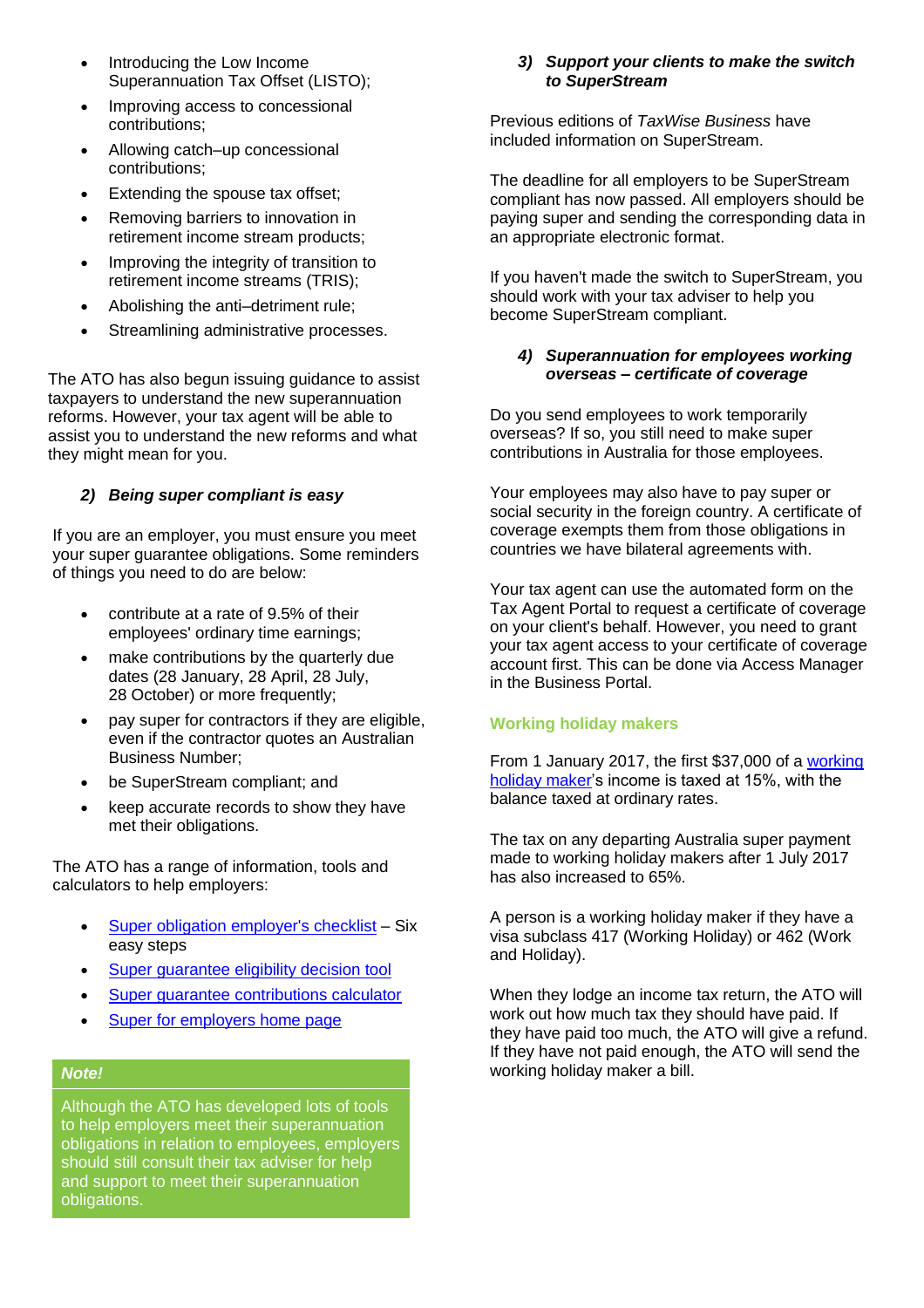- Introducing the Low Income Superannuation Tax Offset (LISTO);
- Improving access to concessional contributions;
- Allowing catch–up concessional contributions;
- Extending the spouse tax offset;
- Removing barriers to innovation in retirement income stream products;
- Improving the integrity of transition to retirement income streams (TRIS);
- Abolishing the anti–detriment rule;
- Streamlining administrative processes.

The ATO has also begun issuing guidance to assist taxpayers to understand the new superannuation reforms. However, your tax agent will be able to assist you to understand the new reforms and what they might mean for you.

### 2) *Being super compliant is easy*

If you are an employer, you must ensure you meet your super guarantee obligations. Some reminders of things you need to do are below:

- contribute at a rate of 9.5% of their employees' ordinary time earnings;
- make contributions by the quarterly due dates (28 January, 28 April, 28 July, 28 October) or more frequently;
- pay super for contractors if they are eligible, even if the contractor quotes an Australian Business Number;
- be SuperStream compliant; and
- keep accurate records to show they have met their obligations.

The ATO has a range of information, tools and calculators to help employers:

- Super obligation employer's checklist – Six easy steps
- Super guarantee eligibility decision tool
- Super guarantee contributions calculator
- Super for employers home page

> ***Note!***
>
> Although the ATO has developed lots of tools to help employers meet their superannuation obligations in relation to employees, employers should still consult their tax adviser for help and support to meet their superannuation obligations.

### 3) *Support your clients to make the switch to SuperStream*

Previous editions of *TaxWise Business* have included information on SuperStream.

The deadline for all employers to be SuperStream compliant has now passed. All employers should be paying super and sending the corresponding data in an appropriate electronic format.

If you haven't made the switch to SuperStream, you should work with your tax adviser to help you become SuperStream compliant.

### 4) *Superannuation for employees working overseas – certificate of coverage*

Do you send employees to work temporarily overseas? If so, you still need to make super contributions in Australia for those employees.

Your employees may also have to pay super or social security in the foreign country. A certificate of coverage exempts them from those obligations in countries we have bilateral agreements with.

Your tax agent can use the automated form on the Tax Agent Portal to request a certificate of coverage on your client's behalf. However, you need to grant your tax agent access to your certificate of coverage account first. This can be done via Access Manager in the Business Portal.

## Working holiday makers

From 1 January 2017, the first $37,000 of a working holiday maker's income is taxed at 15%, with the balance taxed at ordinary rates.

The tax on any departing Australia super payment made to working holiday makers after 1 July 2017 has also increased to 65%.

A person is a working holiday maker if they have a visa subclass 417 (Working Holiday) or 462 (Work and Holiday).

When they lodge an income tax return, the ATO will work out how much tax they should have paid. If they have paid too much, the ATO will give a refund. If they have not paid enough, the ATO will send the working holiday maker a bill.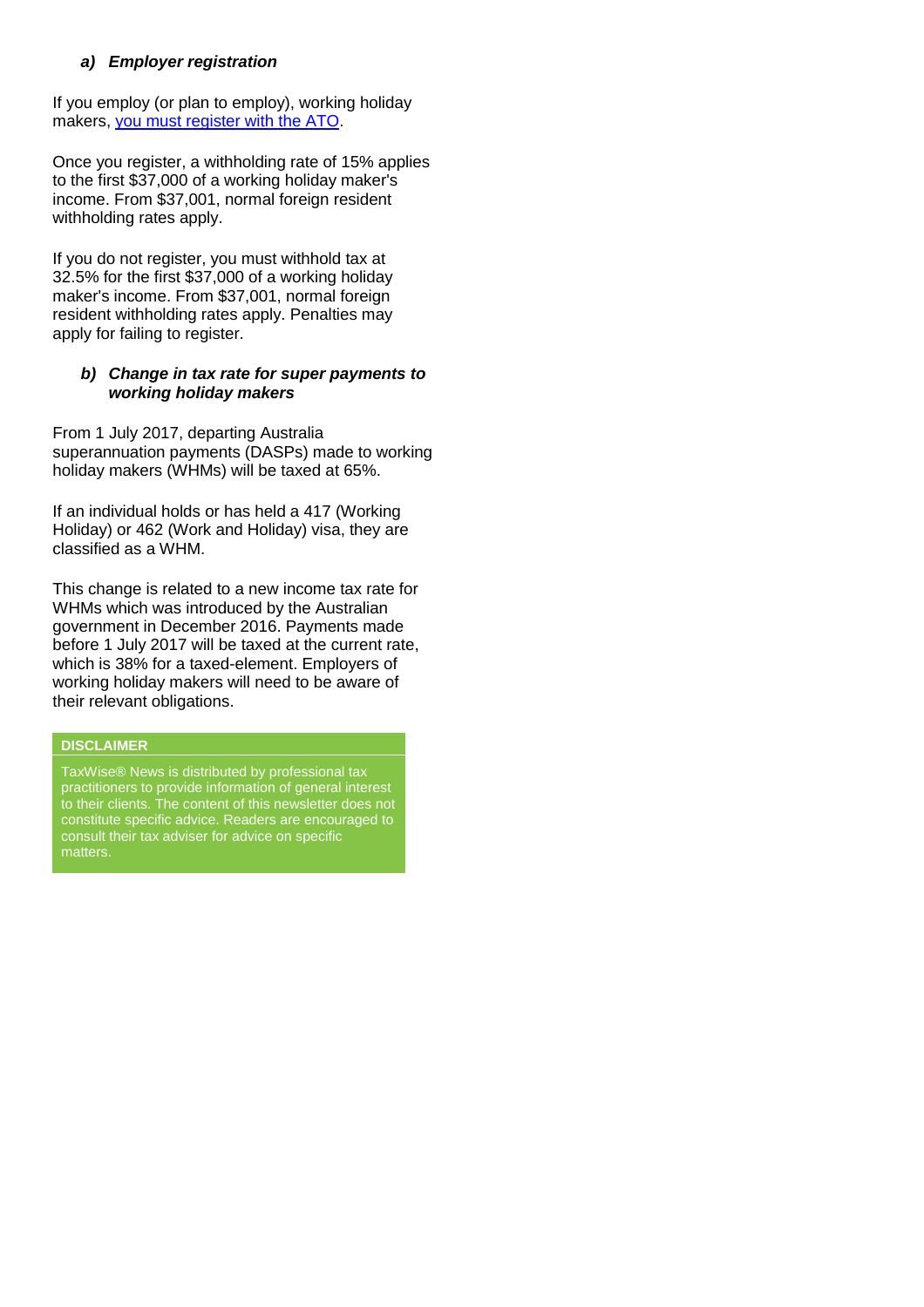### ***a) Employer registration***

If you employ (or plan to employ), working holiday makers, [you must register with the ATO](#).

Once you register, a withholding rate of 15% applies to the first $37,000 of a working holiday maker's income. From $37,001, normal foreign resident withholding rates apply.

If you do not register, you must withhold tax at 32.5% for the first $37,000 of a working holiday maker's income. From $37,001, normal foreign resident withholding rates apply. Penalties may apply for failing to register.

### ***b) Change in tax rate for super payments to working holiday makers***

From 1 July 2017, departing Australia superannuation payments (DASPs) made to working holiday makers (WHMs) will be taxed at 65%.

If an individual holds or has held a 417 (Working Holiday) or 462 (Work and Holiday) visa, they are classified as a WHM.

This change is related to a new income tax rate for WHMs which was introduced by the Australian government in December 2016. Payments made before 1 July 2017 will be taxed at the current rate, which is 38% for a taxed-element. Employers of working holiday makers will need to be aware of their relevant obligations.

**DISCLAIMER**

TaxWise® News is distributed by professional tax practitioners to provide information of general interest to their clients. The content of this newsletter does not constitute specific advice. Readers are encouraged to consult their tax adviser for advice on specific matters.